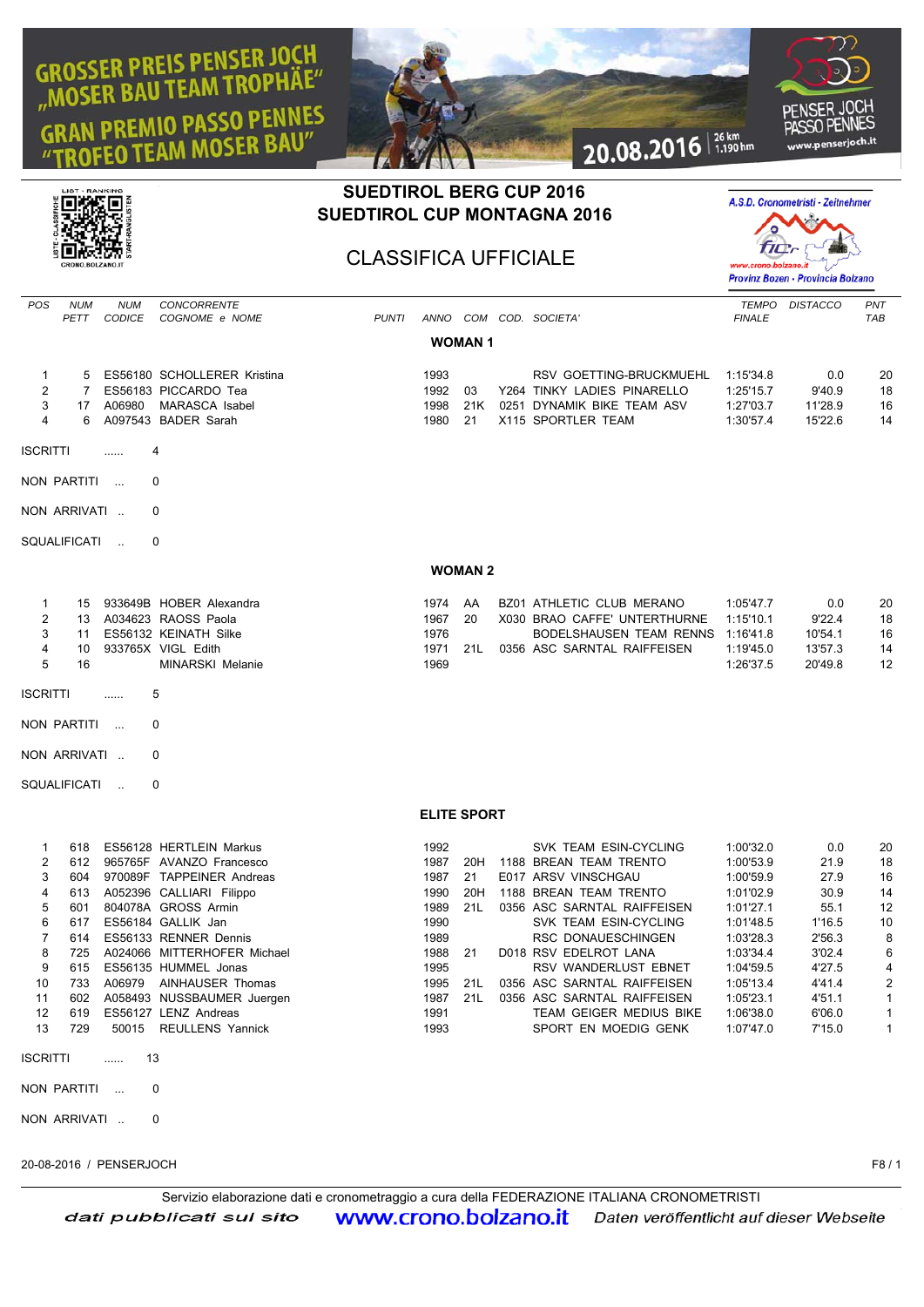# GROSSER PREIS PENSER JOCH „MOSER BAU TEAM TROPHÄE"
# GRAN PREMIO PASSO PENNES "TROFEO TEAM MOSER BAU"

20.08.2016 | 26 km 1.190 hm

PENSER JOCH PASSO PENNES www.penserjoch.it

LIST - RANKING / LISTE - CLASSIFICHE / STARTRANGLISTEN — CRONO.BOLZANO.IT

## SUEDTIROL BERG CUP 2016
## SUEDTIROL CUP MONTAGNA 2016

## CLASSIFICA UFFICIALE

A.S.D. Cronometristi - Zeitnehmer — www.crono.bolzano.it — Provinz Bozen - Provincia Bolzano

### WOMAN 1

| POS | NUM PETT | NUM CODICE | CONCORRENTE COGNOME e NOME | PUNTI | ANNO | COM | COD. | SOCIETA' | TEMPO FINALE | DISTACCO | PNT TAB |
|---|---|---|---|---|---|---|---|---|---|---|---|
| 1 | 5 | ES56180 | SCHOLLERER Kristina | | 1993 | | | RSV GOETTING-BRUCKMUEHL | 1:15'34.8 | 0.0 | 20 |
| 2 | 7 | ES56183 | PICCARDO Tea | | 1992 | 03 | Y264 | TINKY LADIES PINARELLO | 1:25'15.7 | 9'40.9 | 18 |
| 3 | 17 | A06980 | MARASCA Isabel | | 1998 | 21K | 0251 | DYNAMIK BIKE TEAM ASV | 1:27'03.7 | 11'28.9 | 16 |
| 4 | 6 | A097543 | BADER Sarah | | 1980 | 21 | X115 | SPORTLER TEAM | 1:30'57.4 | 15'22.6 | 14 |

ISCRITTI ...... 4

NON PARTITI ... 0

NON ARRIVATI .. 0

SQUALIFICATI .. 0

### WOMAN 2

| POS | NUM PETT | NUM CODICE | CONCORRENTE COGNOME e NOME | PUNTI | ANNO | COM | COD. | SOCIETA' | TEMPO FINALE | DISTACCO | PNT TAB |
|---|---|---|---|---|---|---|---|---|---|---|---|
| 1 | 15 | 933649B | HOBER Alexandra | | 1974 | AA | BZ01 | ATHLETIC CLUB MERANO | 1:05'47.7 | 0.0 | 20 |
| 2 | 13 | A034623 | RAOSS Paola | | 1967 | 20 | X030 | BRAO CAFFE' UNTERTHURNE | 1:15'10.1 | 9'22.4 | 18 |
| 3 | 11 | ES56132 | KEINATH Silke | | 1976 | | | BODELSHAUSEN TEAM RENNS | 1:16'41.8 | 10'54.1 | 16 |
| 4 | 10 | 933765X | VIGL Edith | | 1971 | 21L | 0356 | ASC SARNTAL RAIFFEISEN | 1:19'45.0 | 13'57.3 | 14 |
| 5 | 16 | | MINARSKI Melanie | | 1969 | | | | 1:26'37.5 | 20'49.8 | 12 |

ISCRITTI ...... 5

NON PARTITI ... 0

NON ARRIVATI .. 0

SQUALIFICATI .. 0

### ELITE SPORT

| POS | NUM PETT | NUM CODICE | CONCORRENTE COGNOME e NOME | PUNTI | ANNO | COM | COD. | SOCIETA' | TEMPO FINALE | DISTACCO | PNT TAB |
|---|---|---|---|---|---|---|---|---|---|---|---|
| 1 | 618 | ES56128 | HERTLEIN Markus | | 1992 | | | SVK TEAM ESIN-CYCLING | 1:00'32.0 | 0.0 | 20 |
| 2 | 612 | 965765F | AVANZO Francesco | | 1987 | 20H | 1188 | BREAN TEAM TRENTO | 1:00'53.9 | 21.9 | 18 |
| 3 | 604 | 970089F | TAPPEINER Andreas | | 1987 | 21 | E017 | ARSV VINSCHGAU | 1:00'59.9 | 27.9 | 16 |
| 4 | 613 | A052396 | CALLIARI Filippo | | 1990 | 20H | 1188 | BREAN TEAM TRENTO | 1:01'02.9 | 30.9 | 14 |
| 5 | 601 | 804078A | GROSS Armin | | 1989 | 21L | 0356 | ASC SARNTAL RAIFFEISEN | 1:01'27.1 | 55.1 | 12 |
| 6 | 617 | ES56184 | GALLIK Jan | | 1990 | | | SVK TEAM ESIN-CYCLING | 1:01'48.5 | 1'16.5 | 10 |
| 7 | 614 | ES56133 | RENNER Dennis | | 1989 | | | RSC DONAUESCHINGEN | 1:03'28.3 | 2'56.3 | 8 |
| 8 | 725 | A024066 | MITTERHOFER Michael | | 1988 | 21 | D018 | RSV EDELROT LANA | 1:03'34.4 | 3'02.4 | 6 |
| 9 | 615 | ES56135 | HUMMEL Jonas | | 1995 | | | RSV WANDERLUST EBNET | 1:04'59.5 | 4'27.5 | 4 |
| 10 | 733 | A06979 | AINHAUSER Thomas | | 1995 | 21L | 0356 | ASC SARNTAL RAIFFEISEN | 1:05'13.4 | 4'41.4 | 2 |
| 11 | 602 | A058493 | NUSSBAUMER Juergen | | 1987 | 21L | 0356 | ASC SARNTAL RAIFFEISEN | 1:05'23.1 | 4'51.1 | 1 |
| 12 | 619 | ES56127 | LENZ Andreas | | 1991 | | | TEAM GEIGER MEDIUS BIKE | 1:06'38.0 | 6'06.0 | 1 |
| 13 | 729 | 50015 | REULLENS Yannick | | 1993 | | | SPORT EN MOEDIG GENK | 1:07'47.0 | 7'15.0 | 1 |

ISCRITTI ...... 13

NON PARTITI ... 0

NON ARRIVATI .. 0

20-08-2016 / PENSERJOCH

Servizio elaborazione dati e cronometraggio a cura della FEDERAZIONE ITALIANA CRONOMETRISTI

dati pubblicati sul sito www.crono.bolzano.it Daten veröffentlicht auf dieser Webseite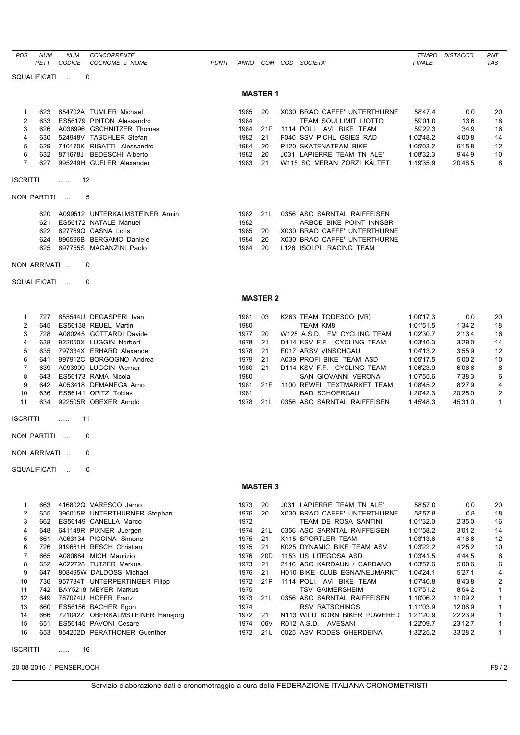| POS | NUM PETT | NUM CODICE | CONCORRENTE COGNOME e NOME | PUNTI | ANNO | COM | COD. SOCIETA' | TEMPO FINALE | DISTACCO | PNT TAB |
|---|---|---|---|---|---|---|---|---|---|---|

SQUALIFICATI .. 0

## MASTER 1

| POS | NUM PETT | NUM CODICE | CONCORRENTE COGNOME e NOME | PUNTI | ANNO | COM | COD. SOCIETA' | TEMPO FINALE | DISTACCO | PNT TAB |
|---|---|---|---|---|---|---|---|---|---|---|
| 1 | 623 | 854702A | TUMLER Michael | | 1985 | 20 | X030 BRAO CAFFE' UNTERTHURNE | 58'47.4 | 0.0 | 20 |
| 2 | 633 | ES56179 | PINTON Alessandro | | 1984 | | TEAM SOULLIMIT LIOTTO | 59'01.0 | 13.6 | 18 |
| 3 | 626 | A036996 | GSCHNITZER Thomas | | 1984 | 21P | 1114 POLI. AVI BIKE TEAM | 59'22.3 | 34.9 | 16 |
| 4 | 630 | 524948V | TASCHLER Stefan | | 1982 | 21 | F040 SSV PICHL GSIES RAD | 1:02'48.2 | 4'00.8 | 14 |
| 5 | 629 | 710170K | RIGATTI Alessandro | | 1984 | 20 | P120 SKATENATEAM BIKE | 1:05'03.2 | 6'15.8 | 12 |
| 6 | 632 | 871678J | BEDESCHI Alberto | | 1982 | 20 | J031 LAPIERRE TEAM TN ALE' | 1:08'32.3 | 9'44.9 | 10 |
| 7 | 627 | 995249H | GUFLER Alexander | | 1983 | 21 | W115 SC MERAN ZORZI KÄLTET. | 1:19'35.9 | 20'48.5 | 8 |

ISCRITTI ...... 12

NON PARTITI ... 5

| NUM PETT | NUM CODICE | CONCORRENTE COGNOME e NOME | ANNO | COM | COD. SOCIETA' |
|---|---|---|---|---|---|
| 620 | A099512 | UNTERKALMSTEINER Armin | 1982 | 21L | 0356 ASC SARNTAL RAIFFEISEN |
| 621 | ES56172 | NATALE Manuel | 1982 | | ARBOE BIKE POINT INNSBR |
| 622 | 627769Q | CASNA Loris | 1985 | 20 | X030 BRAO CAFFE' UNTERTHURNE |
| 624 | 896596B | BERGAMO Daniele | 1984 | 20 | X030 BRAO CAFFE' UNTERTHURNE |
| 625 | 897755S | MAGANZINI Paolo | 1984 | 20 | L126 ISOLPI RACING TEAM |

NON ARRIVATI .. 0

SQUALIFICATI .. 0

## MASTER 2

| POS | NUM PETT | NUM CODICE | CONCORRENTE COGNOME e NOME | PUNTI | ANNO | COM | COD. SOCIETA' | TEMPO FINALE | DISTACCO | PNT TAB |
|---|---|---|---|---|---|---|---|---|---|---|
| 1 | 727 | 855544U | DEGASPERI Ivan | | 1981 | 03 | K263 TEAM TODESCO [VR] | 1:00'17.3 | 0.0 | 20 |
| 2 | 645 | ES56138 | REUEL Martin | | 1980 | | TEAM KM8 | 1:01'51.5 | 1'34.2 | 18 |
| 3 | 728 | A080245 | GOTTARDI Davide | | 1977 | 20 | W125 A.S.D. FM CYCLING TEAM | 1:02'30.7 | 2'13.4 | 16 |
| 4 | 638 | 922050X | LUGGIN Norbert | | 1978 | 21 | D114 KSV F.F. CYCLING TEAM | 1:03'46.3 | 3'29.0 | 14 |
| 5 | 635 | 797334X | ERHARD Alexander | | 1978 | 21 | E017 ARSV VINSCHGAU | 1:04'13.2 | 3'55.9 | 12 |
| 6 | 641 | 997912C | BORGOGNO Andrea | | 1979 | 21 | A039 PROFI BIKE TEAM ASD | 1:05'17.5 | 5'00.2 | 10 |
| 7 | 639 | A093909 | LUGGIN Werner | | 1980 | 21 | D114 KSV F.F. CYCLING TEAM | 1:06'23.9 | 6'06.6 | 8 |
| 8 | 643 | ES56173 | RAMA Nicola | | 1980 | | SAN GIOVANNI VERONA | 1:07'55.6 | 7'38.3 | 6 |
| 9 | 642 | A053418 | DEMANEGA Arno | | 1981 | 21E | 1100 REWEL TEXTMARKET TEAM | 1:08'45.2 | 8'27.9 | 4 |
| 10 | 636 | ES56141 | OPITZ Tobias | | 1981 | | BAD SCHOERGAU | 1:20'42.3 | 20'25.0 | 2 |
| 11 | 634 | 922505R | OBEXER Arnold | | 1978 | 21L | 0356 ASC SARNTAL RAIFFEISEN | 1:45'48.3 | 45'31.0 | 1 |

ISCRITTI ...... 11

NON PARTITI ... 0

NON ARRIVATI .. 0

SQUALIFICATI .. 0

## MASTER 3

| POS | NUM PETT | NUM CODICE | CONCORRENTE COGNOME e NOME | PUNTI | ANNO | COM | COD. SOCIETA' | TEMPO FINALE | DISTACCO | PNT TAB |
|---|---|---|---|---|---|---|---|---|---|---|
| 1 | 663 | 416802Q | VARESCO Jarno | | 1973 | 20 | J031 LAPIERRE TEAM TN ALE' | 58'57.0 | 0.0 | 20 |
| 2 | 655 | 396015R | UNTERTHURNER Stephan | | 1976 | 20 | X030 BRAO CAFFE' UNTERTHURNE | 58'57.8 | 0.8 | 18 |
| 3 | 662 | ES56149 | CANELLA Marco | | 1972 | | TEAM DE ROSA SANTINI | 1:01'32.0 | 2'35.0 | 16 |
| 4 | 648 | 641149R | PIXNER Juergen | | 1974 | 21L | 0356 ASC SARNTAL RAIFFEISEN | 1:01'58.2 | 3'01.2 | 14 |
| 5 | 661 | A063134 | PICCINA Simone | | 1975 | 21 | X115 SPORTLER TEAM | 1:03'13.6 | 4'16.6 | 12 |
| 6 | 726 | 919661H | RESCH Christian | | 1975 | 21 | K025 DYNAMIC BIKE TEAM ASV | 1:03'22.2 | 4'25.2 | 10 |
| 7 | 665 | A080684 | MICH Maurizio | | 1976 | 20D | 1153 US LITEGOSA ASD | 1:03'41.5 | 4'44.5 | 8 |
| 8 | 652 | A022728 | TUTZER Markus | | 1973 | 21 | Z110 ASC KARDAUN / CARDANO | 1:03'57.6 | 5'00.6 | 6 |
| 9 | 647 | 808495W | DALDOSS Michael | | 1976 | 21 | H010 BIKE CLUB EGNA/NEUMARKT | 1:04'24.1 | 5'27.1 | 4 |
| 10 | 736 | 957784T | UNTERPERTINGER Filipp | | 1972 | 21P | 1114 POLI. AVI BIKE TEAM | 1:07'40.8 | 8'43.8 | 2 |
| 11 | 742 | BAY5218 | MEYER Markus | | 1975 | | TSV GAIMERSHEIM | 1:07'51.2 | 8'54.2 | 1 |
| 12 | 649 | 787074U | HOFER Franz | | 1973 | 21L | 0356 ASC SARNTAL RAIFFEISEN | 1:10'06.2 | 11'09.2 | 1 |
| 13 | 660 | ES56156 | BACHER Egon | | 1974 | | RSV RATSCHINGS | 1:11'03.9 | 12'06.9 | 1 |
| 14 | 666 | 721042Z | OBERKALMSTEINER Hansjorg | | 1972 | 21 | N113 WILD BORN BIKER POWERED | 1:21'20.9 | 22'23.9 | 1 |
| 15 | 651 | ES56145 | PAVONI Cesare | | 1974 | 06V | R012 A.S.D. AVESANI | 1:22'09.7 | 23'12.7 | 1 |
| 16 | 653 | 854202D | PERATHONER Guenther | | 1972 | 21U | 0025 ASV RODES GHERDEINA | 1:32'25.2 | 33'28.2 | 1 |

ISCRITTI ...... 16

20-08-2016 / PENSERJOCH

Servizio elaborazione dati e cronometraggio a cura della FEDERAZIONE ITALIANA CRONOMETRISTI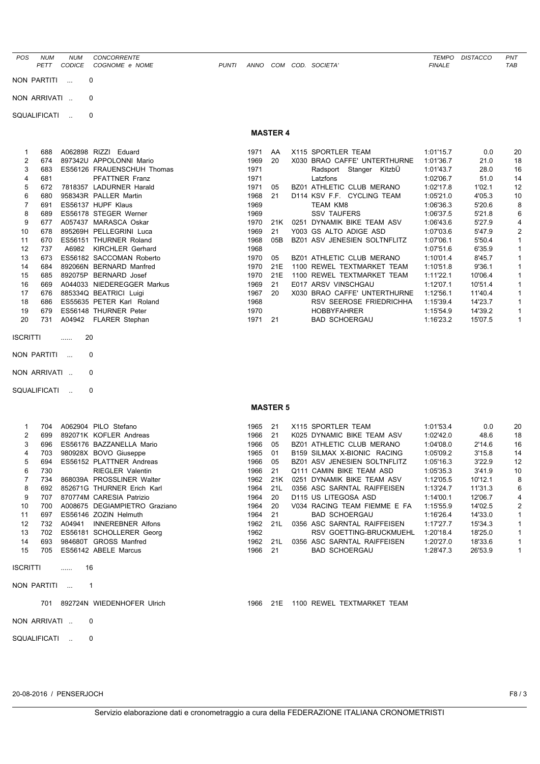| POS | NUM PETT | NUM CODICE | CONCORRENTE COGNOME e NOME | PUNTI | ANNO | COM | COD. | SOCIETA' | TEMPO FINALE | DISTACCO | PNT TAB |
|---|---|---|---|---|---|---|---|---|---|---|---|

NON PARTITI ... 0

NON ARRIVATI .. 0

SQUALIFICATI .. 0

## MASTER 4

| POS | NUM PETT | NUM CODICE | COGNOME e NOME | PUNTI | ANNO | COM | COD. | SOCIETA' | TEMPO FINALE | DISTACCO | PNT TAB |
|---|---|---|---|---|---|---|---|---|---|---|---|
| 1 | 688 | A062898 | RIZZI Eduard | | 1971 | AA | X115 | SPORTLER TEAM | 1:01'15.7 | 0.0 | 20 |
| 2 | 674 | 897342U | APPOLONNI Mario | | 1969 | 20 | X030 | BRAO CAFFE' UNTERTHURNE | 1:01'36.7 | 21.0 | 18 |
| 3 | 683 | ES56126 | FRAUENSCHUH Thomas | | 1971 | | | Radsport Stanger KitzbÜ | 1:01'43.7 | 28.0 | 16 |
| 4 | 681 | | PFATTNER Franz | | 1971 | | | Latzfons | 1:02'06.7 | 51.0 | 14 |
| 5 | 672 | 7818357 | LADURNER Harald | | 1971 | 05 | BZ01 | ATHLETIC CLUB MERANO | 1:02'17.8 | 1'02.1 | 12 |
| 6 | 680 | 958343R | PALLER Martin | | 1968 | 21 | D114 | KSV F.F. CYCLING TEAM | 1:05'21.0 | 4'05.3 | 10 |
| 7 | 691 | ES56137 | HUPF Klaus | | 1969 | | | TEAM KM8 | 1:06'36.3 | 5'20.6 | 8 |
| 8 | 689 | ES56178 | STEGER Werner | | 1969 | | | SSV TAUFERS | 1:06'37.5 | 5'21.8 | 6 |
| 9 | 677 | A057437 | MARASCA Oskar | | 1970 | 21K | 0251 | DYNAMIK BIKE TEAM ASV | 1:06'43.6 | 5'27.9 | 4 |
| 10 | 678 | 895269H | PELLEGRINI Luca | | 1969 | 21 | Y003 | GS ALTO ADIGE ASD | 1:07'03.6 | 5'47.9 | 2 |
| 11 | 670 | ES56151 | THURNER Roland | | 1968 | 05B | BZ01 | ASV JENESIEN SOLTNFLITZ | 1:07'06.1 | 5'50.4 | 1 |
| 12 | 737 | A6982 | KIRCHLER Gerhard | | 1968 | | | | 1:07'51.6 | 6'35.9 | 1 |
| 13 | 673 | ES56182 | SACCOMAN Roberto | | 1970 | 05 | BZ01 | ATHLETIC CLUB MERANO | 1:10'01.4 | 8'45.7 | 1 |
| 14 | 684 | 892066N | BERNARD Manfred | | 1970 | 21E | 1100 | REWEL TEXTMARKET TEAM | 1:10'51.8 | 9'36.1 | 1 |
| 15 | 685 | 892075P | BERNARD Josef | | 1970 | 21E | 1100 | REWEL TEXTMARKET TEAM | 1:11'22.1 | 10'06.4 | 1 |
| 16 | 669 | A044033 | NIEDEREGGER Markus | | 1969 | 21 | E017 | ARSV VINSCHGAU | 1:12'07.1 | 10'51.4 | 1 |
| 17 | 676 | 885334Q | BEATRICI Luigi | | 1967 | 20 | X030 | BRAO CAFFE' UNTERTHURNE | 1:12'56.1 | 11'40.4 | 1 |
| 18 | 686 | ES55635 | PETER Karl Roland | | 1968 | | | RSV SEEROSE FRIEDRICHHA | 1:15'39.4 | 14'23.7 | 1 |
| 19 | 679 | ES56148 | THURNER Peter | | 1970 | | | HOBBYFAHRER | 1:15'54.9 | 14'39.2 | 1 |
| 20 | 731 | A04942 | FLARER Stephan | | 1971 | 21 | | BAD SCHOERGAU | 1:16'23.2 | 15'07.5 | 1 |

ISCRITTI ...... 20

NON PARTITI ... 0

NON ARRIVATI .. 0

SQUALIFICATI .. 0

## MASTER 5

| POS | NUM PETT | NUM CODICE | COGNOME e NOME | PUNTI | ANNO | COM | COD. | SOCIETA' | TEMPO FINALE | DISTACCO | PNT TAB |
|---|---|---|---|---|---|---|---|---|---|---|---|
| 1 | 704 | A062904 | PILO Stefano | | 1965 | 21 | X115 | SPORTLER TEAM | 1:01'53.4 | 0.0 | 20 |
| 2 | 699 | 892071K | KOFLER Andreas | | 1966 | 21 | K025 | DYNAMIC BIKE TEAM ASV | 1:02'42.0 | 48.6 | 18 |
| 3 | 696 | ES56176 | BAZZANELLA Mario | | 1966 | 05 | BZ01 | ATHLETIC CLUB MERANO | 1:04'08.0 | 2'14.6 | 16 |
| 4 | 703 | 980928X | BOVO Giuseppe | | 1965 | 01 | B159 | SILMAX X-BIONIC RACING | 1:05'09.2 | 3'15.8 | 14 |
| 5 | 694 | ES56152 | PLATTNER Andreas | | 1966 | 05 | BZ01 | ASV JENESIEN SOLTNFLITZ | 1:05'16.3 | 3'22.9 | 12 |
| 6 | 730 | | RIEGLER Valentin | | 1966 | 21 | Q111 | CAMIN BIKE TEAM ASD | 1:05'35.3 | 3'41.9 | 10 |
| 7 | 734 | 868039A | PROSSLINER Walter | | 1962 | 21K | 0251 | DYNAMIK BIKE TEAM ASV | 1:12'05.5 | 10'12.1 | 8 |
| 8 | 692 | 852671G | THURNER Erich Karl | | 1964 | 21L | 0356 | ASC SARNTAL RAIFFEISEN | 1:13'24.7 | 11'31.3 | 6 |
| 9 | 707 | 870774M | CARESIA Patrizio | | 1964 | 20 | D115 | US LITEGOSA ASD | 1:14'00.1 | 12'06.7 | 4 |
| 10 | 700 | A008675 | DEGIAMPIETRO Graziano | | 1964 | 20 | V034 | RACING TEAM FIEMME E FA | 1:15'55.9 | 14'02.5 | 2 |
| 11 | 697 | ES56146 | ZOZIN Helmuth | | 1964 | 21 | | BAD SCHOERGAU | 1:16'26.4 | 14'33.0 | 1 |
| 12 | 732 | A04941 | INNEREBNER Alfons | | 1962 | 21L | 0356 | ASC SARNTAL RAIFFEISEN | 1:17'27.7 | 15'34.3 | 1 |
| 13 | 702 | ES56181 | SCHOLLERER Georg | | 1962 | | | RSV GOETTING-BRUCKMUEHL | 1:20'18.4 | 18'25.0 | 1 |
| 14 | 693 | 984680T | GROSS Manfred | | 1962 | 21L | 0356 | ASC SARNTAL RAIFFEISEN | 1:20'27.0 | 18'33.6 | 1 |
| 15 | 705 | ES56142 | ABELE Marcus | | 1966 | 21 | | BAD SCHOERGAU | 1:28'47.3 | 26'53.9 | 1 |

ISCRITTI ...... 16

NON PARTITI ... 1

| NUM PETT | NUM CODICE | COGNOME e NOME | ANNO | COM | COD. | SOCIETA' |
|---|---|---|---|---|---|---|
| 701 | 892724N | WIEDENHOFER Ulrich | 1966 | 21E | 1100 | REWEL TEXTMARKET TEAM |

NON ARRIVATI .. 0

SQUALIFICATI .. 0

20-08-2016 / PENSERJOCH

Servizio elaborazione dati e cronometraggio a cura della FEDERAZIONE ITALIANA CRONOMETRISTI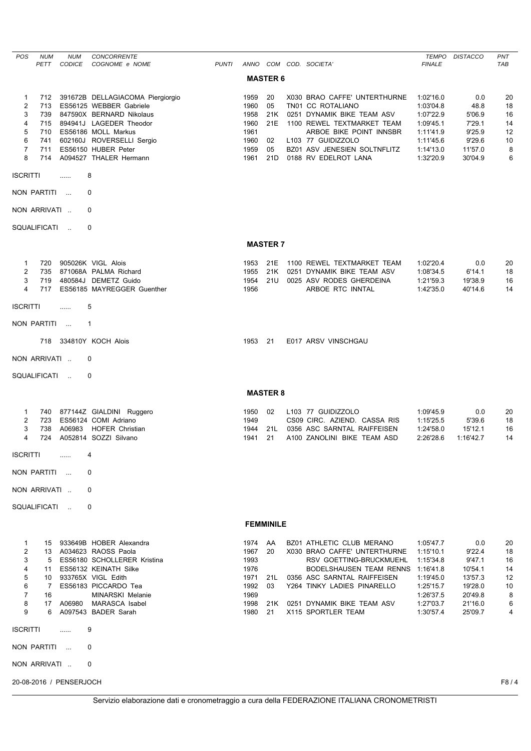| POS | NUM PETT | NUM CODICE | CONCORRENTE COGNOME e NOME | PUNTI | ANNO | COM | COD. SOCIETA' | TEMPO FINALE | DISTACCO | PNT TAB |
|---|---|---|---|---|---|---|---|---|---|---|

## MASTER 6

| POS | NUM PETT | NUM CODICE | CONCORRENTE COGNOME e NOME | PUNTI | ANNO | COM | COD. SOCIETA' | TEMPO FINALE | DISTACCO | PNT TAB |
|---|---|---|---|---|---|---|---|---|---|---|
| 1 | 712 | 391672B | DELLAGIACOMA Piergiorgio | | 1959 | 20 | X030 BRAO CAFFE' UNTERTHURNE | 1:02'16.0 | 0.0 | 20 |
| 2 | 713 | ES56125 | WEBBER Gabriele | | 1960 | 05 | TN01 CC ROTALIANO | 1:03'04.8 | 48.8 | 18 |
| 3 | 739 | 847590X | BERNARD Nikolaus | | 1958 | 21K | 0251 DYNAMIK BIKE TEAM ASV | 1:07'22.9 | 5'06.9 | 16 |
| 4 | 715 | 894941J | LAGEDER Theodor | | 1960 | 21E | 1100 REWEL TEXTMARKET TEAM | 1:09'45.1 | 7'29.1 | 14 |
| 5 | 710 | ES56186 | MOLL Markus | | 1961 | | ARBOE BIKE POINT INNSBR | 1:11'41.9 | 9'25.9 | 12 |
| 6 | 741 | 602160J | ROVERSELLI Sergio | | 1960 | 02 | L103 77 GUIDIZZOLO | 1:11'45.6 | 9'29.6 | 10 |
| 7 | 711 | ES56150 | HUBER Peter | | 1959 | 05 | BZ01 ASV JENESIEN SOLTNFLITZ | 1:14'13.0 | 11'57.0 | 8 |
| 8 | 714 | A094527 | THALER Hermann | | 1961 | 21D | 0188 RV EDELROT LANA | 1:32'20.9 | 30'04.9 | 6 |

ISCRITTI ...... 8

NON PARTITI ... 0

NON ARRIVATI .. 0

SQUALIFICATI .. 0

## MASTER 7

| POS | NUM PETT | NUM CODICE | CONCORRENTE COGNOME e NOME | PUNTI | ANNO | COM | COD. SOCIETA' | TEMPO FINALE | DISTACCO | PNT TAB |
|---|---|---|---|---|---|---|---|---|---|---|
| 1 | 720 | 905026K | VIGL Alois | | 1953 | 21E | 1100 REWEL TEXTMARKET TEAM | 1:02'20.4 | 0.0 | 20 |
| 2 | 735 | 871068A | PALMA Richard | | 1955 | 21K | 0251 DYNAMIK BIKE TEAM ASV | 1:08'34.5 | 6'14.1 | 18 |
| 3 | 719 | 480584J | DEMETZ Guido | | 1954 | 21U | 0025 ASV RODES GHERDEINA | 1:21'59.3 | 19'38.9 | 16 |
| 4 | 717 | ES56185 | MAYREGGER Guenther | | 1956 | | ARBOE RTC INNTAL | 1:42'35.0 | 40'14.6 | 14 |

ISCRITTI ...... 5

NON PARTITI ... 1

| NUM PETT | NUM CODICE | CONCORRENTE COGNOME e NOME | ANNO | COM | COD. SOCIETA' |
|---|---|---|---|---|---|
| 718 | 334810Y | KOCH Alois | 1953 | 21 | E017 ARSV VINSCHGAU |

NON ARRIVATI .. 0

SQUALIFICATI .. 0

## MASTER 8

| POS | NUM PETT | NUM CODICE | CONCORRENTE COGNOME e NOME | PUNTI | ANNO | COM | COD. SOCIETA' | TEMPO FINALE | DISTACCO | PNT TAB |
|---|---|---|---|---|---|---|---|---|---|---|
| 1 | 740 | 877144Z | GIALDINI Ruggero | | 1950 | 02 | L103 77 GUIDIZZOLO | 1:09'45.9 | 0.0 | 20 |
| 2 | 723 | ES56124 | COMI Adriano | | 1949 | | CS09 CIRC. AZIEND. CASSA RIS | 1:15'25.5 | 5'39.6 | 18 |
| 3 | 738 | A06983 | HOFER Christian | | 1944 | 21L | 0356 ASC SARNTAL RAIFFEISEN | 1:24'58.0 | 15'12.1 | 16 |
| 4 | 724 | A052814 | SOZZI Silvano | | 1941 | 21 | A100 ZANOLINI BIKE TEAM ASD | 2:26'28.6 | 1:16'42.7 | 14 |

ISCRITTI ...... 4

NON PARTITI ... 0

NON ARRIVATI .. 0

SQUALIFICATI .. 0

## FEMMINILE

| POS | NUM PETT | NUM CODICE | CONCORRENTE COGNOME e NOME | PUNTI | ANNO | COM | COD. SOCIETA' | TEMPO FINALE | DISTACCO | PNT TAB |
|---|---|---|---|---|---|---|---|---|---|---|
| 1 | 15 | 933649B | HOBER Alexandra | | 1974 | AA | BZ01 ATHLETIC CLUB MERANO | 1:05'47.7 | 0.0 | 20 |
| 2 | 13 | A034623 | RAOSS Paola | | 1967 | 20 | X030 BRAO CAFFE' UNTERTHURNE | 1:15'10.1 | 9'22.4 | 18 |
| 3 | 5 | ES56180 | SCHOLLERER Kristina | | 1993 | | RSV GOETTING-BRUCKMUEHL | 1:15'34.8 | 9'47.1 | 16 |
| 4 | 11 | ES56132 | KEINATH Silke | | 1976 | | BODELSHAUSEN TEAM RENNS | 1:16'41.8 | 10'54.1 | 14 |
| 5 | 10 | 933765X | VIGL Edith | | 1971 | 21L | 0356 ASC SARNTAL RAIFFEISEN | 1:19'45.0 | 13'57.3 | 12 |
| 6 | 7 | ES56183 | PICCARDO Tea | | 1992 | 03 | Y264 TINKY LADIES PINARELLO | 1:25'15.7 | 19'28.0 | 10 |
| 7 | 16 | | MINARSKI Melanie | | 1969 | | | 1:26'37.5 | 20'49.8 | 8 |
| 8 | 17 | A06980 | MARASCA Isabel | | 1998 | 21K | 0251 DYNAMIK BIKE TEAM ASV | 1:27'03.7 | 21'16.0 | 6 |
| 9 | 6 | A097543 | BADER Sarah | | 1980 | 21 | X115 SPORTLER TEAM | 1:30'57.4 | 25'09.7 | 4 |

ISCRITTI ...... 9

NON PARTITI ... 0

NON ARRIVATI .. 0

20-08-2016 / PENSERJOCH

Servizio elaborazione dati e cronometraggio a cura della FEDERAZIONE ITALIANA CRONOMETRISTI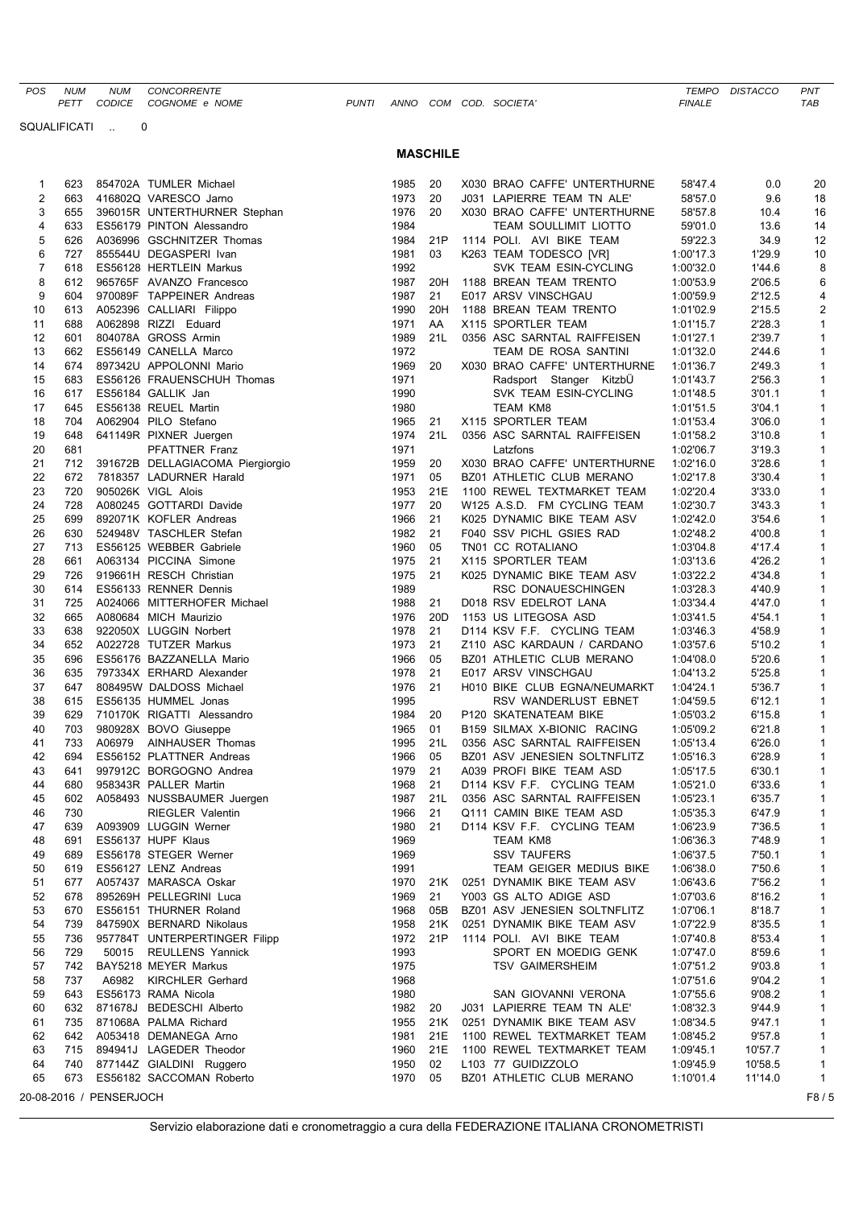SQUALIFICATI .. 0

## MASCHILE

| POS | NUM PETT | NUM CODICE | CONCORRENTE COGNOME e NOME | PUNTI | ANNO | COM | COD. SOCIETA' | TEMPO FINALE | DISTACCO | PNT TAB |
|---|---|---|---|---|---|---|---|---|---|---|
| 1 | 623 | 854702A | TUMLER Michael | | 1985 | 20 | X030 BRAO CAFFE' UNTERTHURNE | 58'47.4 | 0.0 | 20 |
| 2 | 663 | 416802Q | VARESCO Jarno | | 1973 | 20 | J031 LAPIERRE TEAM TN ALE' | 58'57.0 | 9.6 | 18 |
| 3 | 655 | 396015R | UNTERTHURNER Stephan | | 1976 | 20 | X030 BRAO CAFFE' UNTERTHURNE | 58'57.8 | 10.4 | 16 |
| 4 | 633 | ES56179 | PINTON Alessandro | | 1984 | | TEAM SOULLIMIT LIOTTO | 59'01.0 | 13.6 | 14 |
| 5 | 626 | A036996 | GSCHNITZER Thomas | | 1984 | 21P | 1114 POLI. AVI BIKE TEAM | 59'22.3 | 34.9 | 12 |
| 6 | 727 | 855544U | DEGASPERI Ivan | | 1981 | 03 | K263 TEAM TODESCO [VR] | 1:00'17.3 | 1'29.9 | 10 |
| 7 | 618 | ES56128 | HERTLEIN Markus | | 1992 | | SVK TEAM ESIN-CYCLING | 1:00'32.0 | 1'44.6 | 8 |
| 8 | 612 | 965765F | AVANZO Francesco | | 1987 | 20H | 1188 BREAN TEAM TRENTO | 1:00'53.9 | 2'06.5 | 6 |
| 9 | 604 | 970089F | TAPPEINER Andreas | | 1987 | 21 | E017 ARSV VINSCHGAU | 1:00'59.9 | 2'12.5 | 4 |
| 10 | 613 | A052396 | CALLIARI Filippo | | 1990 | 20H | 1188 BREAN TEAM TRENTO | 1:01'02.9 | 2'15.5 | 2 |
| 11 | 688 | A062898 | RIZZI Eduard | | 1971 | AA | X115 SPORTLER TEAM | 1:01'15.7 | 2'28.3 | 1 |
| 12 | 601 | 804078A | GROSS Armin | | 1989 | 21L | 0356 ASC SARNTAL RAIFFEISEN | 1:01'27.1 | 2'39.7 | 1 |
| 13 | 662 | ES56149 | CANELLA Marco | | 1972 | | TEAM DE ROSA SANTINI | 1:01'32.0 | 2'44.6 | 1 |
| 14 | 674 | 897342U | APPOLONNI Mario | | 1969 | 20 | X030 BRAO CAFFE' UNTERTHURNE | 1:01'36.7 | 2'49.3 | 1 |
| 15 | 683 | ES56126 | FRAUENSCHUH Thomas | | 1971 | | Radsport Stanger KitzbÜ | 1:01'43.7 | 2'56.3 | 1 |
| 16 | 617 | ES56184 | GALLIK Jan | | 1990 | | SVK TEAM ESIN-CYCLING | 1:01'48.5 | 3'01.1 | 1 |
| 17 | 645 | ES56138 | REUEL Martin | | 1980 | | TEAM KM8 | 1:01'51.5 | 3'04.1 | 1 |
| 18 | 704 | A062904 | PILO Stefano | | 1965 | 21 | X115 SPORTLER TEAM | 1:01'53.4 | 3'06.0 | 1 |
| 19 | 648 | 641149R | PIXNER Juergen | | 1974 | 21L | 0356 ASC SARNTAL RAIFFEISEN | 1:01'58.2 | 3'10.8 | 1 |
| 20 | 681 | | PFATTNER Franz | | 1971 | | Latzfons | 1:02'06.7 | 3'19.3 | 1 |
| 21 | 712 | 391672B | DELLAGIACOMA Piergiorgio | | 1959 | 20 | X030 BRAO CAFFE' UNTERTHURNE | 1:02'16.0 | 3'28.6 | 1 |
| 22 | 672 | 7818357 | LADURNER Harald | | 1971 | 05 | BZ01 ATHLETIC CLUB MERANO | 1:02'17.8 | 3'30.4 | 1 |
| 23 | 720 | 905026K | VIGL Alois | | 1953 | 21E | 1100 REWEL TEXTMARKET TEAM | 1:02'20.4 | 3'33.0 | 1 |
| 24 | 728 | A080245 | GOTTARDI Davide | | 1977 | 20 | W125 A.S.D. FM CYCLING TEAM | 1:02'30.7 | 3'43.3 | 1 |
| 25 | 699 | 892071K | KOFLER Andreas | | 1966 | 21 | K025 DYNAMIC BIKE TEAM ASV | 1:02'42.0 | 3'54.6 | 1 |
| 26 | 630 | 524948V | TASCHLER Stefan | | 1982 | 21 | F040 SSV PICHL GSIES RAD | 1:02'48.2 | 4'00.8 | 1 |
| 27 | 713 | ES56125 | WEBBER Gabriele | | 1960 | 05 | TN01 CC ROTALIANO | 1:03'04.8 | 4'17.4 | 1 |
| 28 | 661 | A063134 | PICCINA Simone | | 1975 | 21 | X115 SPORTLER TEAM | 1:03'13.6 | 4'26.2 | 1 |
| 29 | 726 | 919661H | RESCH Christian | | 1975 | 21 | K025 DYNAMIC BIKE TEAM ASV | 1:03'22.2 | 4'34.8 | 1 |
| 30 | 614 | ES56133 | RENNER Dennis | | 1989 | | RSC DONAUESCHINGEN | 1:03'28.3 | 4'40.9 | 1 |
| 31 | 725 | A024066 | MITTERHOFER Michael | | 1988 | 21 | D018 RSV EDELROT LANA | 1:03'34.4 | 4'47.0 | 1 |
| 32 | 665 | A080684 | MICH Maurizio | | 1976 | 20D | 1153 US LITEGOSA ASD | 1:03'41.5 | 4'54.1 | 1 |
| 33 | 638 | 922050X | LUGGIN Norbert | | 1978 | 21 | D114 KSV F.F. CYCLING TEAM | 1:03'46.3 | 4'58.9 | 1 |
| 34 | 652 | A022728 | TUTZER Markus | | 1973 | 21 | Z110 ASC KARDAUN / CARDANO | 1:03'57.6 | 5'10.2 | 1 |
| 35 | 696 | ES56176 | BAZZANELLA Mario | | 1966 | 05 | BZ01 ATHLETIC CLUB MERANO | 1:04'08.0 | 5'20.6 | 1 |
| 36 | 635 | 797334X | ERHARD Alexander | | 1978 | 21 | E017 ARSV VINSCHGAU | 1:04'13.2 | 5'25.8 | 1 |
| 37 | 647 | 808495W | DALDOSS Michael | | 1976 | 21 | H010 BIKE CLUB EGNA/NEUMARKT | 1:04'24.1 | 5'36.7 | 1 |
| 38 | 615 | ES56135 | HUMMEL Jonas | | 1995 | | RSV WANDERLUST EBNET | 1:04'59.5 | 6'12.1 | 1 |
| 39 | 629 | 710170K | RIGATTI Alessandro | | 1984 | 20 | P120 SKATENATEAM BIKE | 1:05'03.2 | 6'15.8 | 1 |
| 40 | 703 | 980928X | BOVO Giuseppe | | 1965 | 01 | B159 SILMAX X-BIONIC RACING | 1:05'09.2 | 6'21.8 | 1 |
| 41 | 733 | A06979 | AINHAUSER Thomas | | 1995 | 21L | 0356 ASC SARNTAL RAIFFEISEN | 1:05'13.4 | 6'26.0 | 1 |
| 42 | 694 | ES56152 | PLATTNER Andreas | | 1966 | 05 | BZ01 ASV JENESIEN SOLTNFLITZ | 1:05'16.3 | 6'28.9 | 1 |
| 43 | 641 | 997912C | BORGOGNO Andrea | | 1979 | 21 | A039 PROFI BIKE TEAM ASD | 1:05'17.5 | 6'30.1 | 1 |
| 44 | 680 | 958343R | PALLER Martin | | 1968 | 21 | D114 KSV F.F. CYCLING TEAM | 1:05'21.0 | 6'33.6 | 1 |
| 45 | 602 | A058493 | NUSSBAUMER Juergen | | 1987 | 21L | 0356 ASC SARNTAL RAIFFEISEN | 1:05'23.1 | 6'35.7 | 1 |
| 46 | 730 | | RIEGLER Valentin | | 1966 | 21 | Q111 CAMIN BIKE TEAM ASD | 1:05'35.3 | 6'47.9 | 1 |
| 47 | 639 | A093909 | LUGGIN Werner | | 1980 | 21 | D114 KSV F.F. CYCLING TEAM | 1:06'23.9 | 7'36.5 | 1 |
| 48 | 691 | ES56137 | HUPF Klaus | | 1969 | | TEAM KM8 | 1:06'36.3 | 7'48.9 | 1 |
| 49 | 689 | ES56178 | STEGER Werner | | 1969 | | SSV TAUFERS | 1:06'37.5 | 7'50.1 | 1 |
| 50 | 619 | ES56127 | LENZ Andreas | | 1991 | | TEAM GEIGER MEDIUS BIKE | 1:06'38.0 | 7'50.6 | 1 |
| 51 | 677 | A057437 | MARASCA Oskar | | 1970 | 21K | 0251 DYNAMIK BIKE TEAM ASV | 1:06'43.6 | 7'56.2 | 1 |
| 52 | 678 | 895269H | PELLEGRINI Luca | | 1969 | 21 | Y003 GS ALTO ADIGE ASD | 1:07'03.6 | 8'16.2 | 1 |
| 53 | 670 | ES56151 | THURNER Roland | | 1968 | 05B | BZ01 ASV JENESIEN SOLTNFLITZ | 1:07'06.1 | 8'18.7 | 1 |
| 54 | 739 | 847590X | BERNARD Nikolaus | | 1958 | 21K | 0251 DYNAMIK BIKE TEAM ASV | 1:07'22.9 | 8'35.5 | 1 |
| 55 | 736 | 957784T | UNTERPERTINGER Filipp | | 1972 | 21P | 1114 POLI. AVI BIKE TEAM | 1:07'40.8 | 8'53.4 | 1 |
| 56 | 729 | 50015 | REULLENS Yannick | | 1993 | | SPORT EN MOEDIG GENK | 1:07'47.0 | 8'59.6 | 1 |
| 57 | 742 | BAY5218 | MEYER Markus | | 1975 | | TSV GAIMERSHEIM | 1:07'51.2 | 9'03.8 | 1 |
| 58 | 737 | A6982 | KIRCHLER Gerhard | | 1968 | | | 1:07'51.6 | 9'04.2 | 1 |
| 59 | 643 | ES56173 | RAMA Nicola | | 1980 | | SAN GIOVANNI VERONA | 1:07'55.6 | 9'08.2 | 1 |
| 60 | 632 | 871678J | BEDESCHI Alberto | | 1982 | 20 | J031 LAPIERRE TEAM TN ALE' | 1:08'32.3 | 9'44.9 | 1 |
| 61 | 735 | 871068A | PALMA Richard | | 1955 | 21K | 0251 DYNAMIK BIKE TEAM ASV | 1:08'34.5 | 9'47.1 | 1 |
| 62 | 642 | A053418 | DEMANEGA Arno | | 1981 | 21E | 1100 REWEL TEXTMARKET TEAM | 1:08'45.2 | 9'57.8 | 1 |
| 63 | 715 | 894941J | LAGEDER Theodor | | 1960 | 21E | 1100 REWEL TEXTMARKET TEAM | 1:09'45.1 | 10'57.7 | 1 |
| 64 | 740 | 877144Z | GIALDINI Ruggero | | 1950 | 02 | L103 77 GUIDIZZOLO | 1:09'45.9 | 10'58.5 | 1 |
| 65 | 673 | ES56182 | SACCOMAN Roberto | | 1970 | 05 | BZ01 ATHLETIC CLUB MERANO | 1:10'01.4 | 11'14.0 | 1 |

20-08-2016 / PENSERJOCH

Servizio elaborazione dati e cronometraggio a cura della FEDERAZIONE ITALIANA CRONOMETRISTI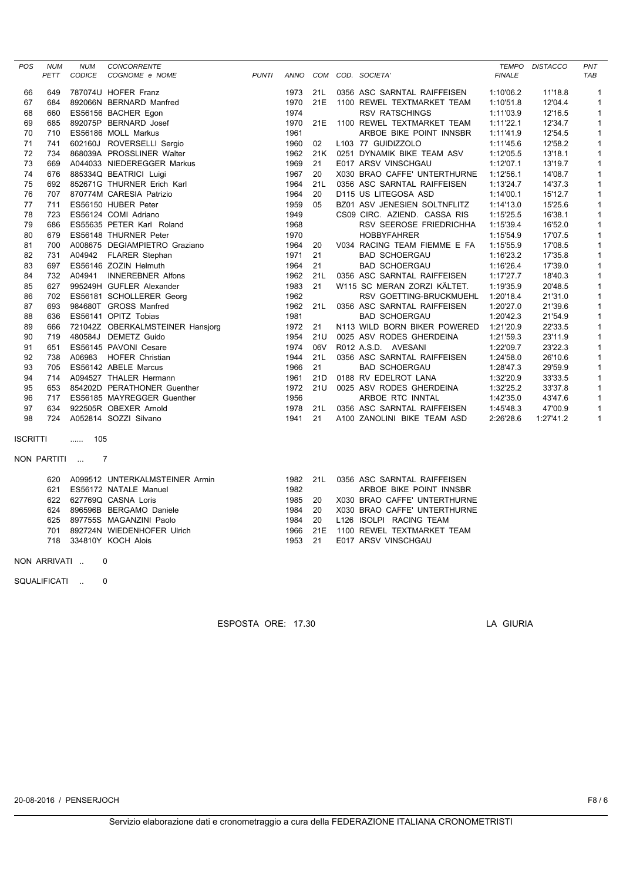| POS | NUM PETT | NUM CODICE | CONCORRENTE COGNOME e NOME | PUNTI | ANNO | COM | COD. | SOCIETA' | TEMPO FINALE | DISTACCO | PNT TAB |
|---|---|---|---|---|---|---|---|---|---|---|---|
| 66 | 649 | 787074U | HOFER Franz | | 1973 | 21L | 0356 | ASC SARNTAL RAIFFEISEN | 1:10'06.2 | 11'18.8 | 1 |
| 67 | 684 | 892066N | BERNARD Manfred | | 1970 | 21E | 1100 | REWEL TEXTMARKET TEAM | 1:10'51.8 | 12'04.4 | 1 |
| 68 | 660 | ES56156 | BACHER Egon | | 1974 | | | RSV RATSCHINGS | 1:11'03.9 | 12'16.5 | 1 |
| 69 | 685 | 892075P | BERNARD Josef | | 1970 | 21E | 1100 | REWEL TEXTMARKET TEAM | 1:11'22.1 | 12'34.7 | 1 |
| 70 | 710 | ES56186 | MOLL Markus | | 1961 | | | ARBOE BIKE POINT INNSBR | 1:11'41.9 | 12'54.5 | 1 |
| 71 | 741 | 602160J | ROVERSELLI Sergio | | 1960 | 02 | L103 | 77 GUIDIZZOLO | 1:11'45.6 | 12'58.2 | 1 |
| 72 | 734 | 868039A | PROSSLINER Walter | | 1962 | 21K | 0251 | DYNAMIK BIKE TEAM ASV | 1:12'05.5 | 13'18.1 | 1 |
| 73 | 669 | A044033 | NIEDEREGGER Markus | | 1969 | 21 | E017 | ARSV VINSCHGAU | 1:12'07.1 | 13'19.7 | 1 |
| 74 | 676 | 885334Q | BEATRICI Luigi | | 1967 | 20 | X030 | BRAO CAFFE' UNTERTHURNE | 1:12'56.1 | 14'08.7 | 1 |
| 75 | 692 | 852671G | THURNER Erich Karl | | 1964 | 21L | 0356 | ASC SARNTAL RAIFFEISEN | 1:13'24.7 | 14'37.3 | 1 |
| 76 | 707 | 870774M | CARESIA Patrizio | | 1964 | 20 | D115 | US LITEGOSA ASD | 1:14'00.1 | 15'12.7 | 1 |
| 77 | 711 | ES56150 | HUBER Peter | | 1959 | 05 | BZ01 | ASV JENESIEN SOLTNFLITZ | 1:14'13.0 | 15'25.6 | 1 |
| 78 | 723 | ES56124 | COMI Adriano | | 1949 | | CS09 | CIRC. AZIEND. CASSA RIS | 1:15'25.5 | 16'38.1 | 1 |
| 79 | 686 | ES55635 | PETER Karl Roland | | 1968 | | | RSV SEEROSE FRIEDRICHHA | 1:15'39.4 | 16'52.0 | 1 |
| 80 | 679 | ES56148 | THURNER Peter | | 1970 | | | HOBBYFAHRER | 1:15'54.9 | 17'07.5 | 1 |
| 81 | 700 | A008675 | DEGIAMPIETRO Graziano | | 1964 | 20 | V034 | RACING TEAM FIEMME E FA | 1:15'55.9 | 17'08.5 | 1 |
| 82 | 731 | A04942 | FLARER Stephan | | 1971 | 21 | | BAD SCHOERGAU | 1:16'23.2 | 17'35.8 | 1 |
| 83 | 697 | ES56146 | ZOZIN Helmuth | | 1964 | 21 | | BAD SCHOERGAU | 1:16'26.4 | 17'39.0 | 1 |
| 84 | 732 | A04941 | INNEREBNER Alfons | | 1962 | 21L | 0356 | ASC SARNTAL RAIFFEISEN | 1:17'27.7 | 18'40.3 | 1 |
| 85 | 627 | 995249H | GUFLER Alexander | | 1983 | 21 | W115 | SC MERAN ZORZI KÄLTET. | 1:19'35.9 | 20'48.5 | 1 |
| 86 | 702 | ES56181 | SCHOLLERER Georg | | 1962 | | | RSV GOETTING-BRUCKMUEHL | 1:20'18.4 | 21'31.0 | 1 |
| 87 | 693 | 984680T | GROSS Manfred | | 1962 | 21L | 0356 | ASC SARNTAL RAIFFEISEN | 1:20'27.0 | 21'39.6 | 1 |
| 88 | 636 | ES56141 | OPITZ Tobias | | 1981 | | | BAD SCHOERGAU | 1:20'42.3 | 21'54.9 | 1 |
| 89 | 666 | 721042Z | OBERKALMSTEINER Hansjorg | | 1972 | 21 | N113 | WILD BORN BIKER POWERED | 1:21'20.9 | 22'33.5 | 1 |
| 90 | 719 | 480584J | DEMETZ Guido | | 1954 | 21U | 0025 | ASV RODES GHERDEINA | 1:21'59.3 | 23'11.9 | 1 |
| 91 | 651 | ES56145 | PAVONI Cesare | | 1974 | 06V | R012 | A.S.D. AVESANI | 1:22'09.7 | 23'22.3 | 1 |
| 92 | 738 | A06983 | HOFER Christian | | 1944 | 21L | 0356 | ASC SARNTAL RAIFFEISEN | 1:24'58.0 | 26'10.6 | 1 |
| 93 | 705 | ES56142 | ABELE Marcus | | 1966 | 21 | | BAD SCHOERGAU | 1:28'47.3 | 29'59.9 | 1 |
| 94 | 714 | A094527 | THALER Hermann | | 1961 | 21D | 0188 | RV EDELROT LANA | 1:32'20.9 | 33'33.5 | 1 |
| 95 | 653 | 854202D | PERATHONER Guenther | | 1972 | 21U | 0025 | ASV RODES GHERDEINA | 1:32'25.2 | 33'37.8 | 1 |
| 96 | 717 | ES56185 | MAYREGGER Guenther | | 1956 | | | ARBOE RTC INNTAL | 1:42'35.0 | 43'47.6 | 1 |
| 97 | 634 | 922505R | OBEXER Arnold | | 1978 | 21L | 0356 | ASC SARNTAL RAIFFEISEN | 1:45'48.3 | 47'00.9 | 1 |
| 98 | 724 | A052814 | SOZZI Silvano | | 1941 | 21 | A100 | ZANOLINI BIKE TEAM ASD | 2:26'28.6 | 1:27'41.2 | 1 |

ISCRITTI ...... 105

NON PARTITI ... 7

| | | | | | | |
|---|---|---|---|---|---|---|
| 620 | A099512 | UNTERKALMSTEINER Armin | 1982 | 21L | 0356 | ASC SARNTAL RAIFFEISEN |
| 621 | ES56172 | NATALE Manuel | 1982 | | | ARBOE BIKE POINT INNSBR |
| 622 | 627769Q | CASNA Loris | 1985 | 20 | X030 | BRAO CAFFE' UNTERTHURNE |
| 624 | 896596B | BERGAMO Daniele | 1984 | 20 | X030 | BRAO CAFFE' UNTERTHURNE |
| 625 | 897755S | MAGANZINI Paolo | 1984 | 20 | L126 | ISOLPI RACING TEAM |
| 701 | 892724N | WIEDENHOFER Ulrich | 1966 | 21E | 1100 | REWEL TEXTMARKET TEAM |
| 718 | 334810Y | KOCH Alois | 1953 | 21 | E017 | ARSV VINSCHGAU |

NON ARRIVATI .. 0

SQUALIFICATI .. 0

ESPOSTA ORE: 17.30

LA GIURIA

20-08-2016 / PENSERJOCH

Servizio elaborazione dati e cronometraggio a cura della FEDERAZIONE ITALIANA CRONOMETRISTI